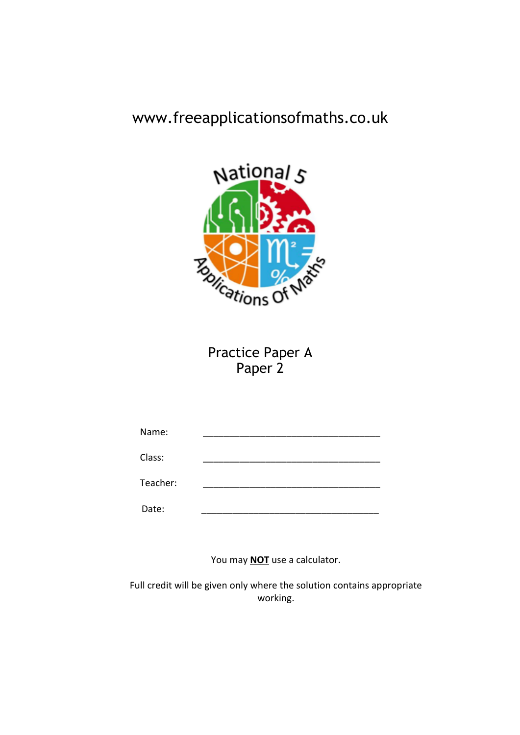www.freeapplicationsofmaths.co.uk

National 5 Applications Of Maths

# Practice Paper A
## Paper 2

Name: ___________________________________

Class: ___________________________________

Teacher: ___________________________________

Date: ___________________________________

You may **NOT** use a calculator.

Full credit will be given only where the solution contains appropriate working.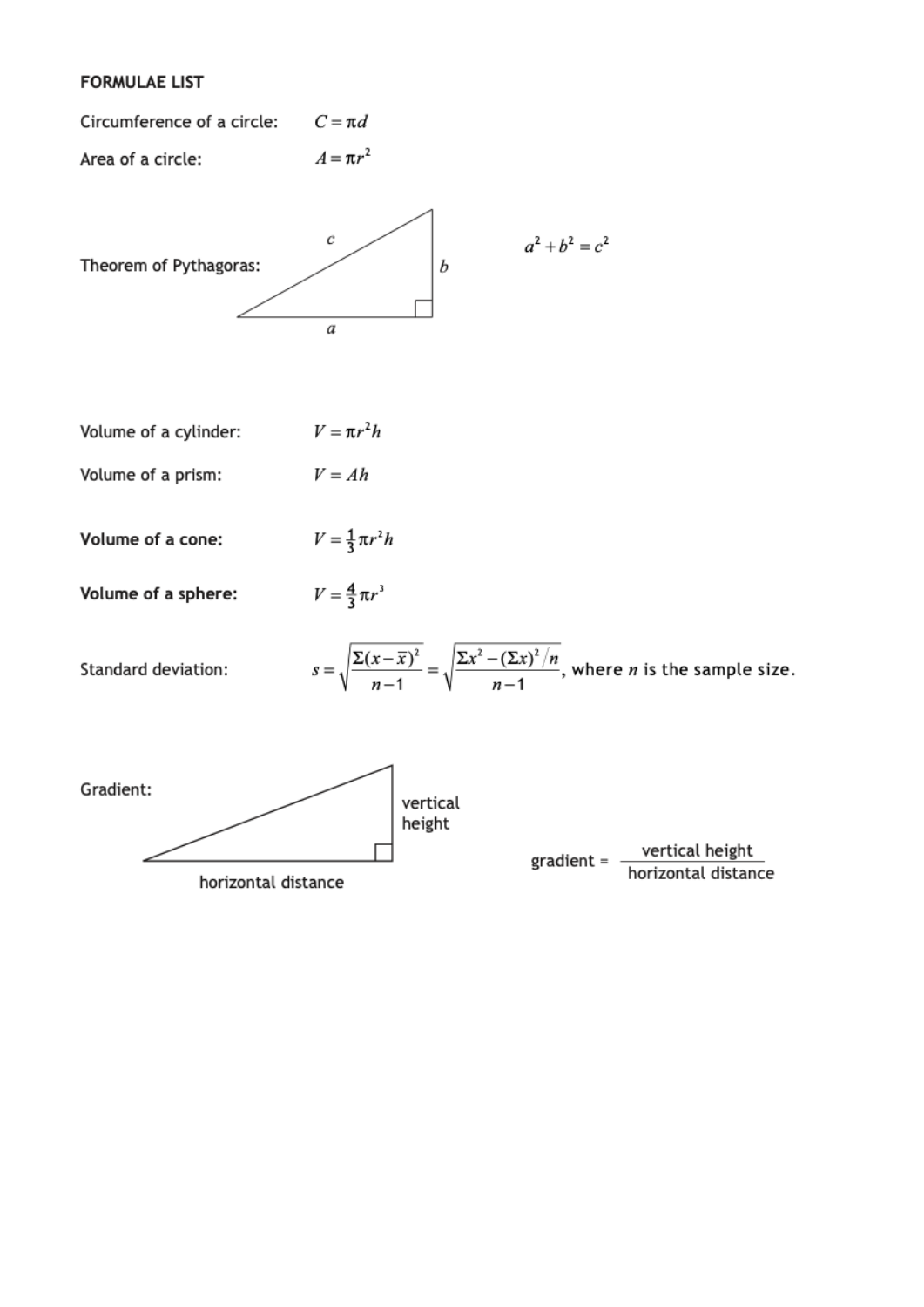**FORMULAE LIST**

Circumference of a circle: $C = \pi d$

Area of a circle: $A = \pi r^2$

Theorem of Pythagoras:

c

b

a

$$a^2 + b^2 = c^2$$

Volume of a cylinder: $V = \pi r^2 h$

Volume of a prism: $V = Ah$

**Volume of a cone:** $V = \frac{1}{3}\pi r^2 h$

**Volume of a sphere:** $V = \frac{4}{3}\pi r^3$

Standard deviation: $s = \sqrt{\dfrac{\Sigma(x-\bar{x})^2}{n-1}} = \sqrt{\dfrac{\Sigma x^2 - (\Sigma x)^2/n}{n-1}}$, where $n$ is the sample size.

Gradient:

vertical height

horizontal distance

$$\text{gradient} = \frac{\text{vertical height}}{\text{horizontal distance}}$$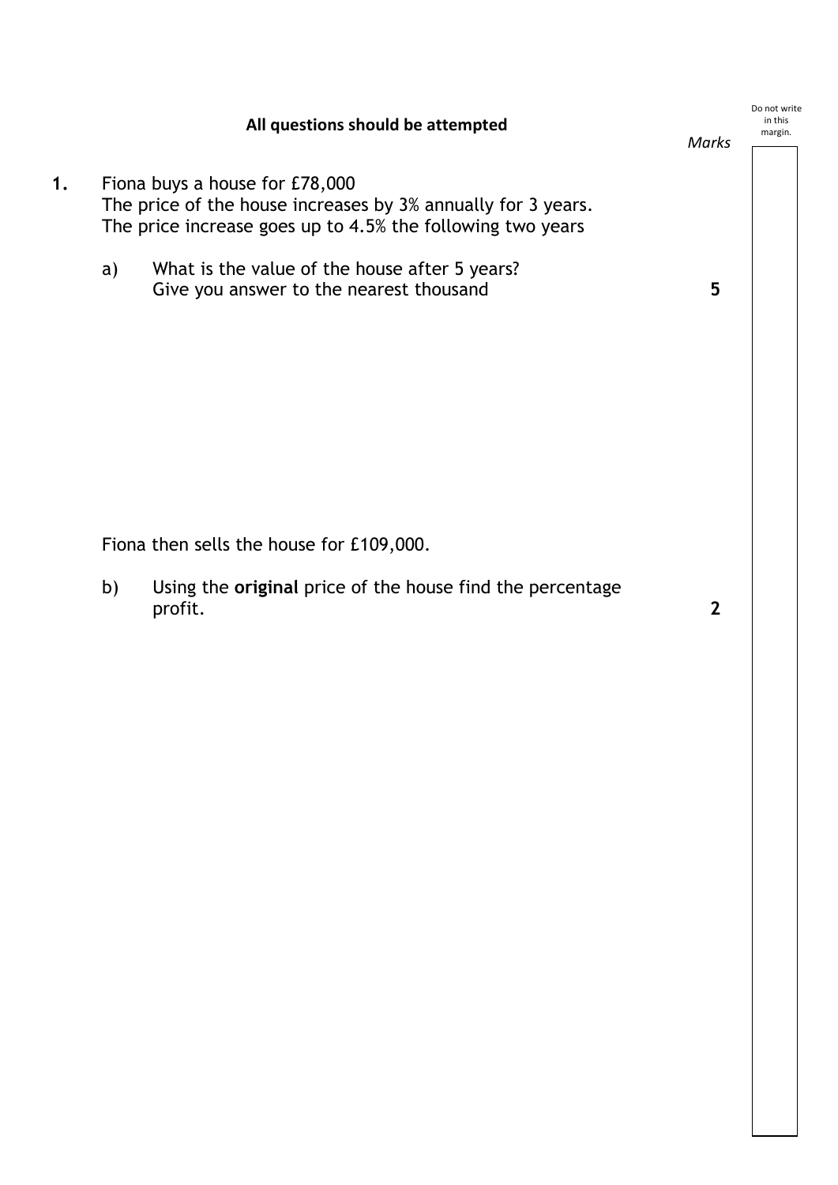**All questions should be attempted**

*Marks*

**1.** Fiona buys a house for £78,000
The price of the house increases by 3% annually for 3 years.
The price increase goes up to 4.5% the following two years

a) What is the value of the house after 5 years?
Give you answer to the nearest thousand **5**

Fiona then sells the house for £109,000.

b) Using the **original** price of the house find the percentage profit. **2**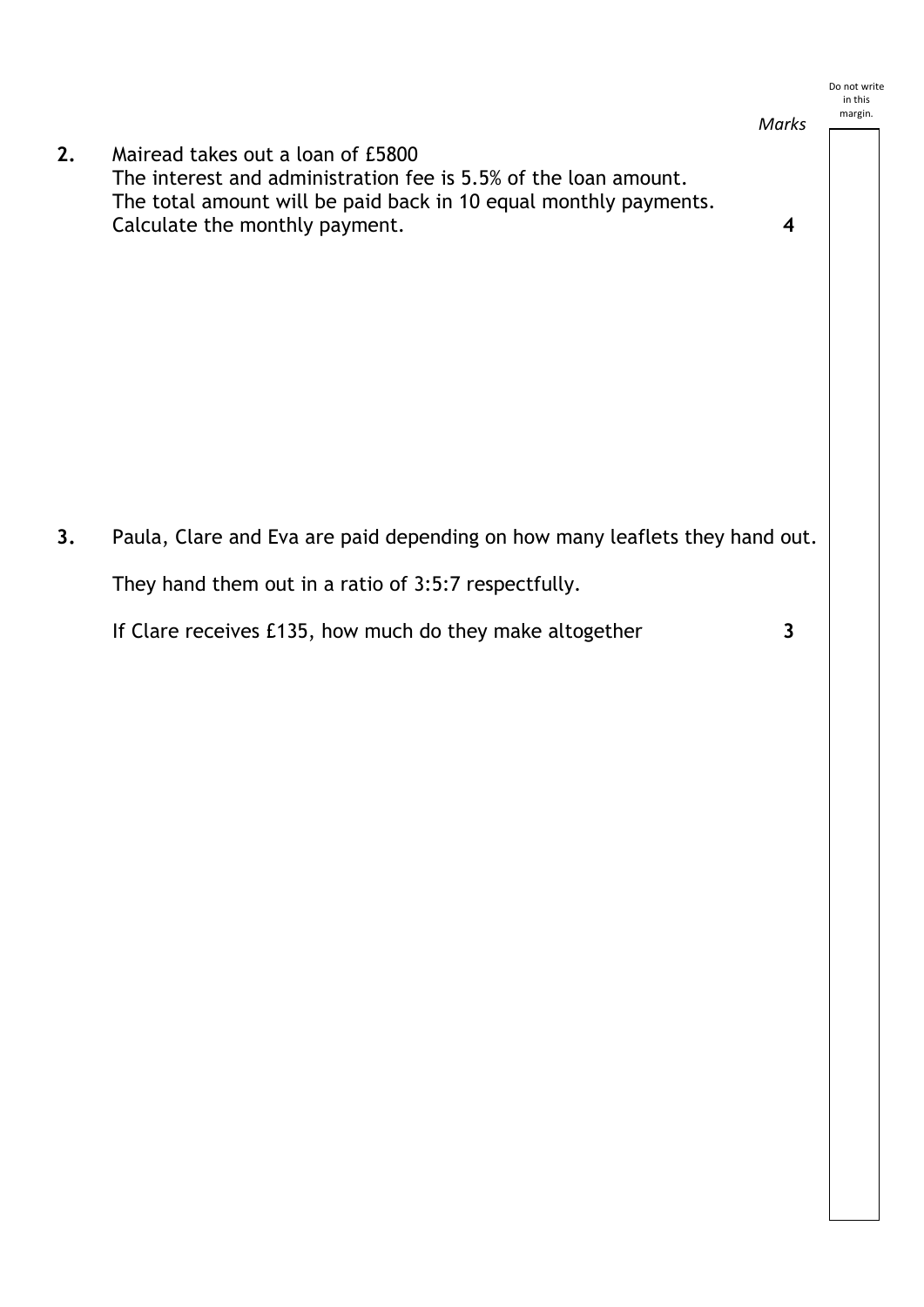*Marks*

**2.** Mairead takes out a loan of £5800
The interest and administration fee is 5.5% of the loan amount.
The total amount will be paid back in 10 equal monthly payments.
Calculate the monthly payment. **4**

**3.** Paula, Clare and Eva are paid depending on how many leaflets they hand out.

They hand them out in a ratio of 3:5:7 respectfully.

If Clare receives £135, how much do they make altogether **3**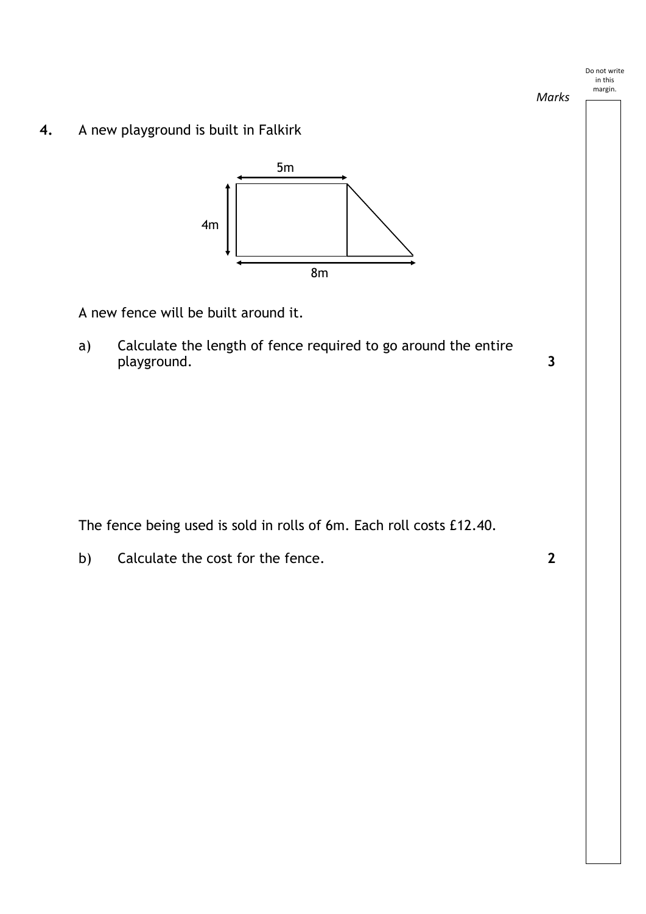**4.** A new playground is built in Falkirk

A new fence will be built around it.

a) Calculate the length of fence required to go around the entire playground. **3**

The fence being used is sold in rolls of 6m. Each roll costs £12.40.

b) Calculate the cost for the fence. **2**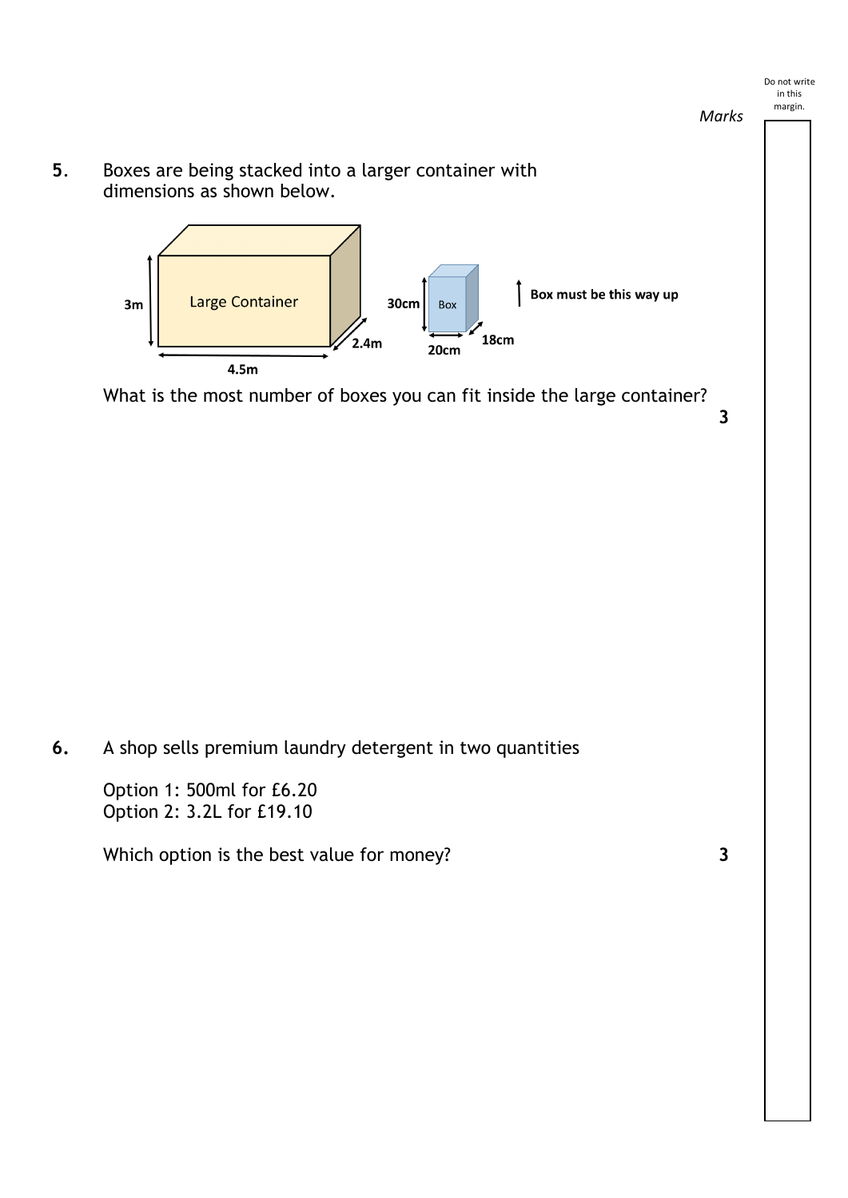*Marks*

**5**. Boxes are being stacked into a larger container with dimensions as shown below.

Large Container: 3m, 4.5m, 2.4m

Box: 30cm, 20cm, 18cm

Box must be this way up

What is the most number of boxes you can fit inside the large container? **3**

**6.** A shop sells premium laundry detergent in two quantities

Option 1: 500ml for £6.20
Option 2: 3.2L for £19.10

Which option is the best value for money? **3**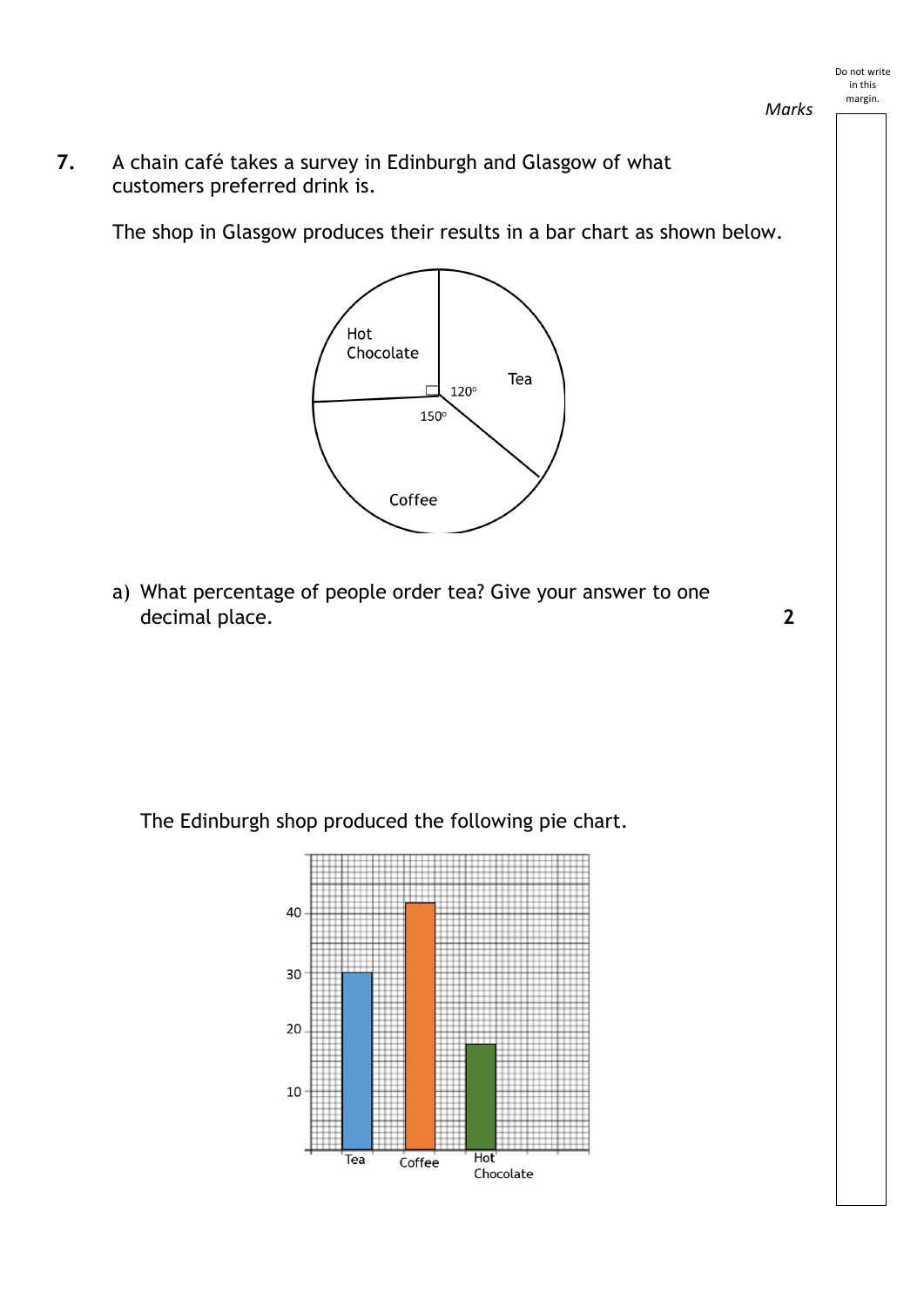**7.** A chain café takes a survey in Edinburgh and Glasgow of what customers preferred drink is.

The shop in Glasgow produces their results in a bar chart as shown below.

a) What percentage of people order tea? Give your answer to one decimal place. **2**

The Edinburgh shop produced the following pie chart.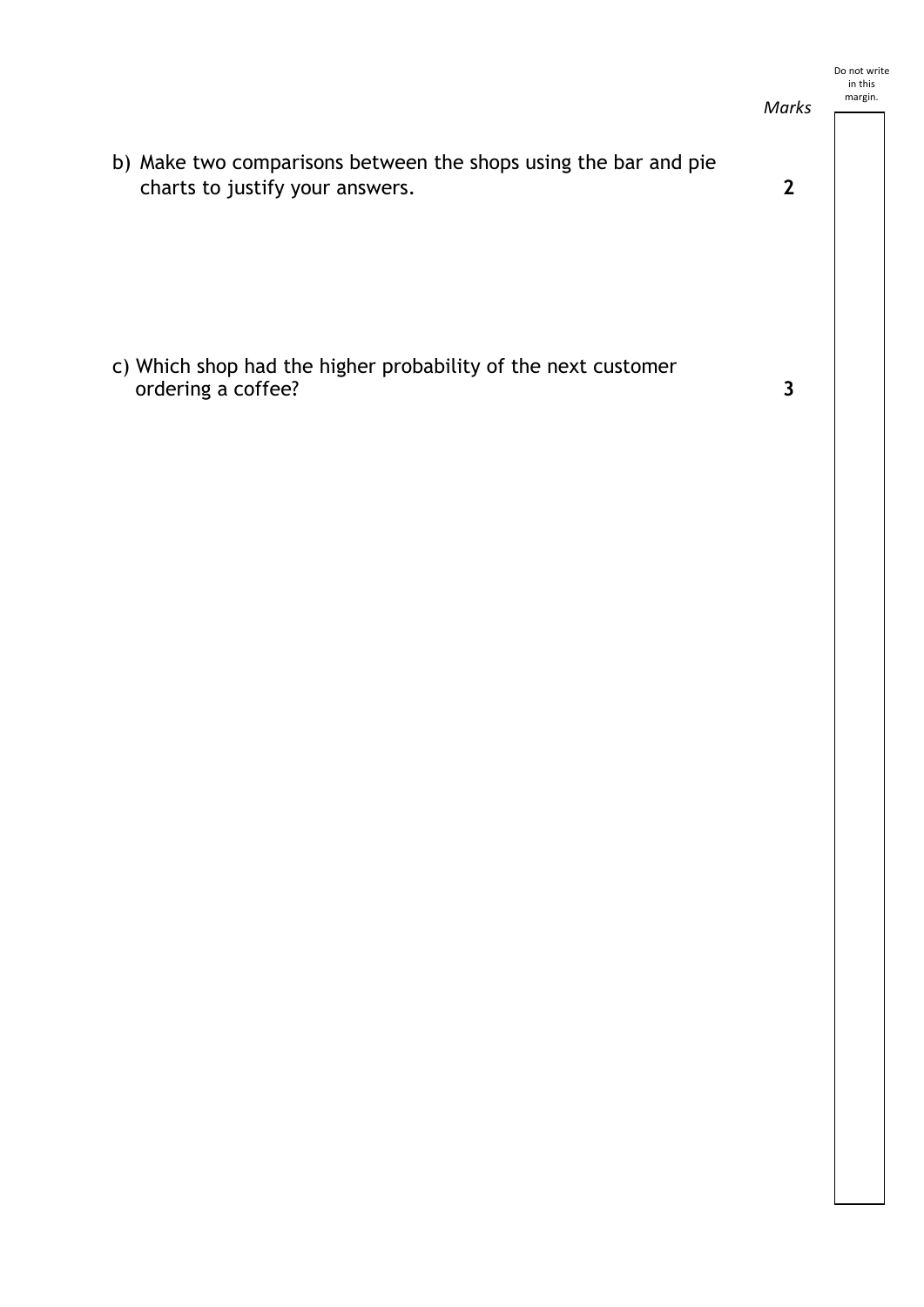*Marks*

b) Make two comparisons between the shops using the bar and pie charts to justify your answers. **2**

c) Which shop had the higher probability of the next customer ordering a coffee? **3**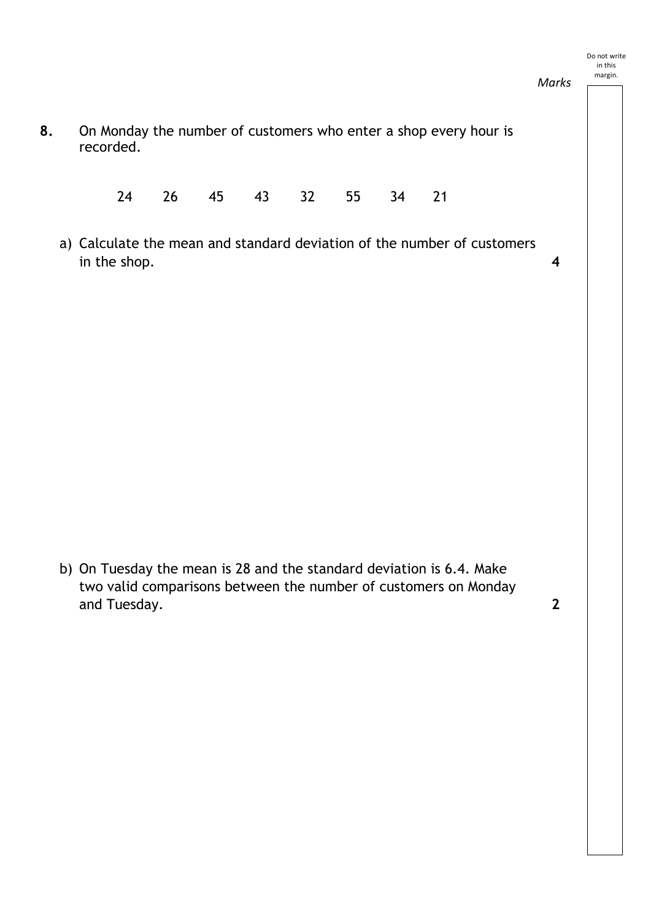**8.** On Monday the number of customers who enter a shop every hour is recorded.

24 26 45 43 32 55 34 21

a) Calculate the mean and standard deviation of the number of customers in the shop. **4**

b) On Tuesday the mean is 28 and the standard deviation is 6.4. Make two valid comparisons between the number of customers on Monday and Tuesday. **2**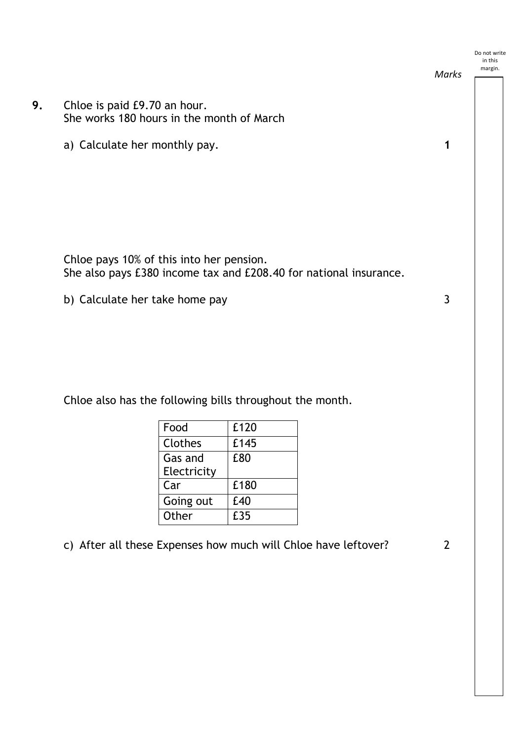Marks

**9.** Chloe is paid £9.70 an hour.
She works 180 hours in the month of March

a) Calculate her monthly pay. **1**

Chloe pays 10% of this into her pension.
She also pays £380 income tax and £208.40 for national insurance.

b) Calculate her take home pay 3

Chloe also has the following bills throughout the month.

| Food | £120 |
|---|---|
| Clothes | £145 |
| Gas and Electricity | £80 |
| Car | £180 |
| Going out | £40 |
| Other | £35 |

c) After all these Expenses how much will Chloe have leftover? 2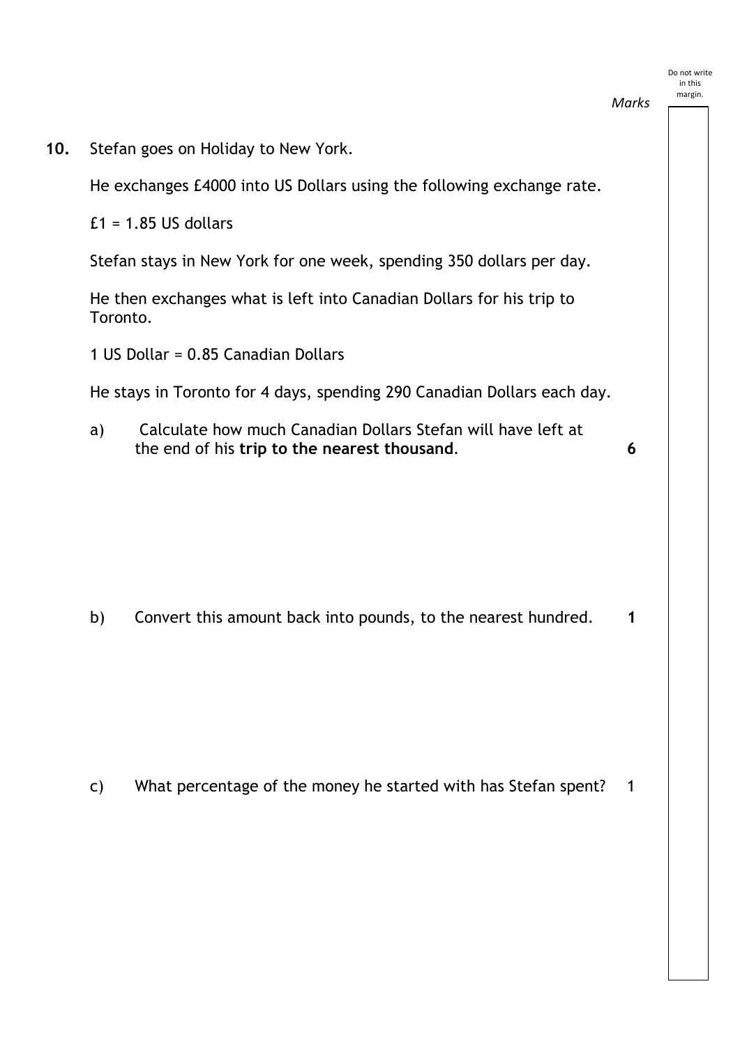*Marks*

**10.** Stefan goes on Holiday to New York.

He exchanges £4000 into US Dollars using the following exchange rate.

£1 = 1.85 US dollars

Stefan stays in New York for one week, spending 350 dollars per day.

He then exchanges what is left into Canadian Dollars for his trip to Toronto.

1 US Dollar = 0.85 Canadian Dollars

He stays in Toronto for 4 days, spending 290 Canadian Dollars each day.

a) Calculate how much Canadian Dollars Stefan will have left at the end of his **trip to the nearest thousand**. **6**

b) Convert this amount back into pounds, to the nearest hundred. **1**

c) What percentage of the money he started with has Stefan spent? 1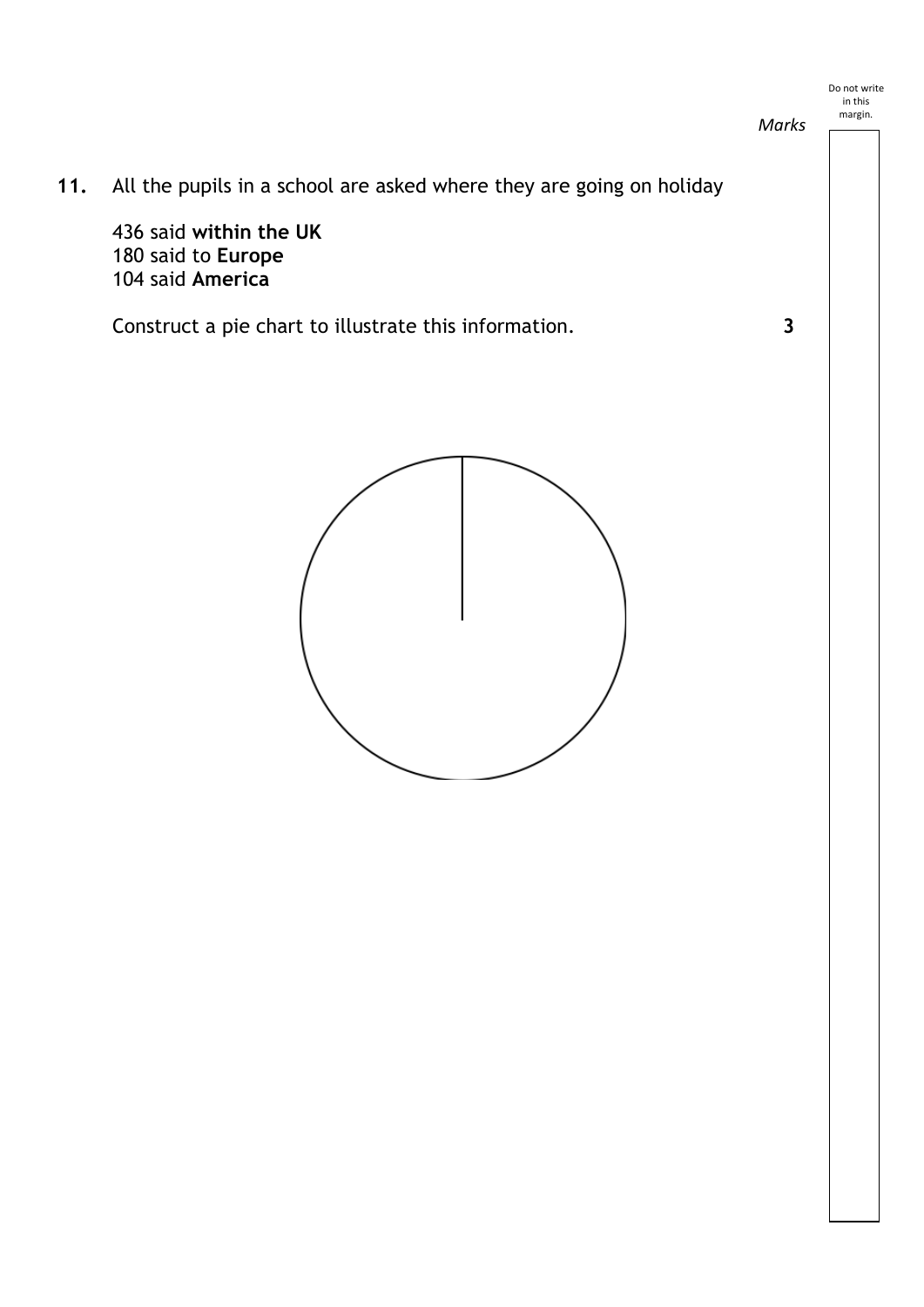**11.** All the pupils in a school are asked where they are going on holiday

436 said **within the UK**
180 said to **Europe**
104 said **America**

Construct a pie chart to illustrate this information. **3**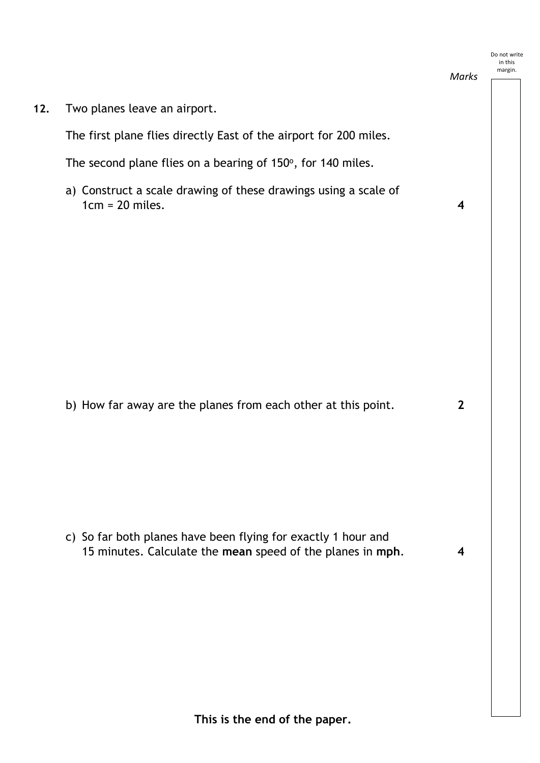*Marks*

**12.** Two planes leave an airport.

The first plane flies directly East of the airport for 200 miles.

The second plane flies on a bearing of $150^{o}$, for 140 miles.

a) Construct a scale drawing of these drawings using a scale of 1cm = 20 miles. **4**

b) How far away are the planes from each other at this point. **2**

c) So far both planes have been flying for exactly 1 hour and 15 minutes. Calculate the **mean** speed of the planes in **mph**. **4**

**This is the end of the paper.**